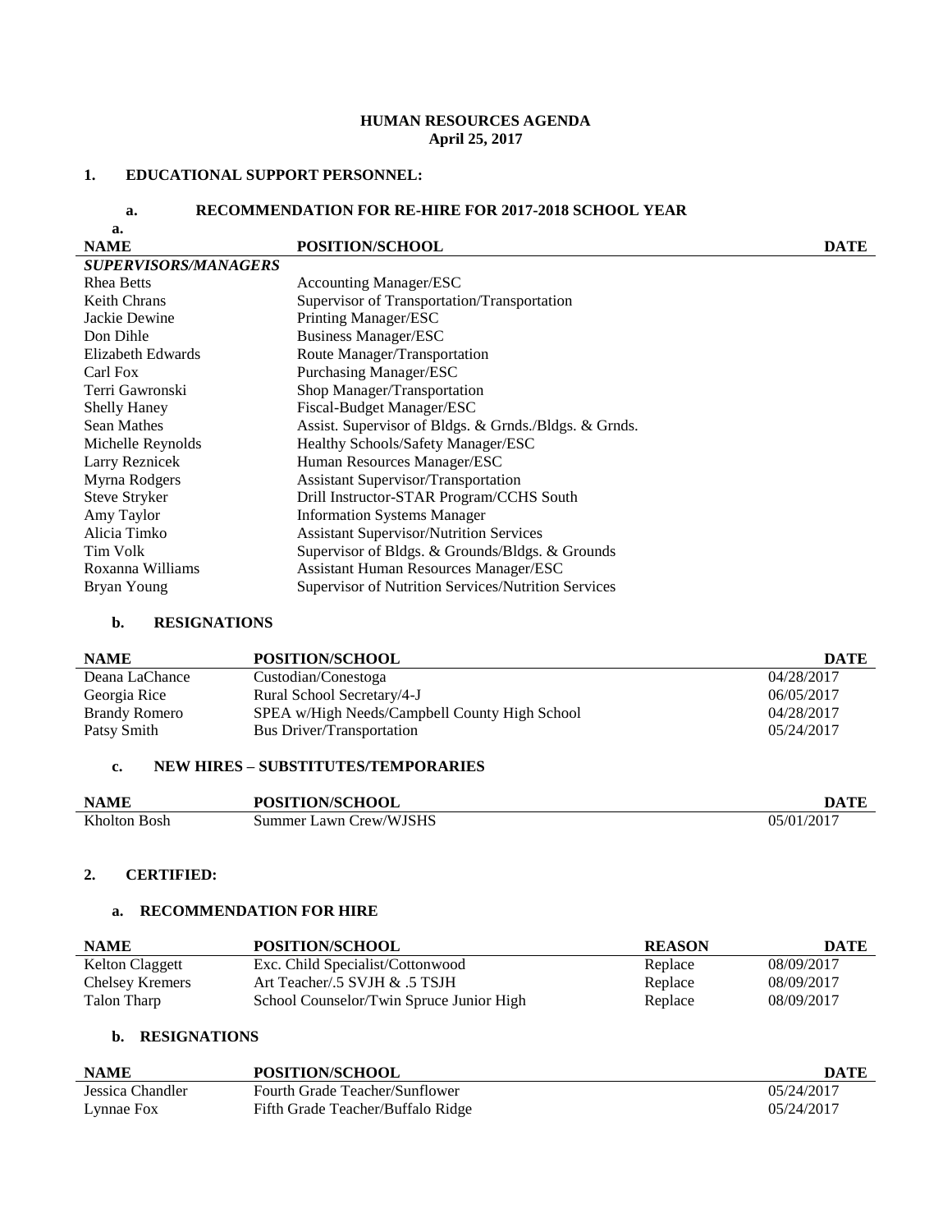**HUMAN RESOURCES AGENDA**
**April 25, 2017**

## 1. EDUCATIONAL SUPPORT PERSONNEL:

### a. RECOMMENDATION FOR RE-HIRE FOR 2017-2018 SCHOOL YEAR

a.

| NAME | POSITION/SCHOOL | DATE |
|---|---|---|
| ***SUPERVISORS/MANAGERS*** | | |
| Rhea Betts | Accounting Manager/ESC | |
| Keith Chrans | Supervisor of Transportation/Transportation | |
| Jackie Dewine | Printing Manager/ESC | |
| Don Dihle | Business Manager/ESC | |
| Elizabeth Edwards | Route Manager/Transportation | |
| Carl Fox | Purchasing Manager/ESC | |
| Terri Gawronski | Shop Manager/Transportation | |
| Shelly Haney | Fiscal-Budget Manager/ESC | |
| Sean Mathes | Assist. Supervisor of Bldgs. & Grnds./Bldgs. & Grnds. | |
| Michelle Reynolds | Healthy Schools/Safety Manager/ESC | |
| Larry Reznicek | Human Resources Manager/ESC | |
| Myrna Rodgers | Assistant Supervisor/Transportation | |
| Steve Stryker | Drill Instructor-STAR Program/CCHS South | |
| Amy Taylor | Information Systems Manager | |
| Alicia Timko | Assistant Supervisor/Nutrition Services | |
| Tim Volk | Supervisor of Bldgs. & Grounds/Bldgs. & Grounds | |
| Roxanna Williams | Assistant Human Resources Manager/ESC | |
| Bryan Young | Supervisor of Nutrition Services/Nutrition Services | |

### b. RESIGNATIONS

| NAME | POSITION/SCHOOL | DATE |
|---|---|---|
| Deana LaChance | Custodian/Conestoga | 04/28/2017 |
| Georgia Rice | Rural School Secretary/4-J | 06/05/2017 |
| Brandy Romero | SPEA w/High Needs/Campbell County High School | 04/28/2017 |
| Patsy Smith | Bus Driver/Transportation | 05/24/2017 |

### c. NEW HIRES – SUBSTITUTES/TEMPORARIES

| NAME | POSITION/SCHOOL | DATE |
|---|---|---|
| Kholton Bosh | Summer Lawn Crew/WJSHS | 05/01/2017 |

## 2. CERTIFIED:

### a. RECOMMENDATION FOR HIRE

| NAME | POSITION/SCHOOL | REASON | DATE |
|---|---|---|---|
| Kelton Claggett | Exc. Child Specialist/Cottonwood | Replace | 08/09/2017 |
| Chelsey Kremers | Art Teacher/.5 SVJH & .5 TSJH | Replace | 08/09/2017 |
| Talon Tharp | School Counselor/Twin Spruce Junior High | Replace | 08/09/2017 |

### b. RESIGNATIONS

| NAME | POSITION/SCHOOL | DATE |
|---|---|---|
| Jessica Chandler | Fourth Grade Teacher/Sunflower | 05/24/2017 |
| Lynnae Fox | Fifth Grade Teacher/Buffalo Ridge | 05/24/2017 |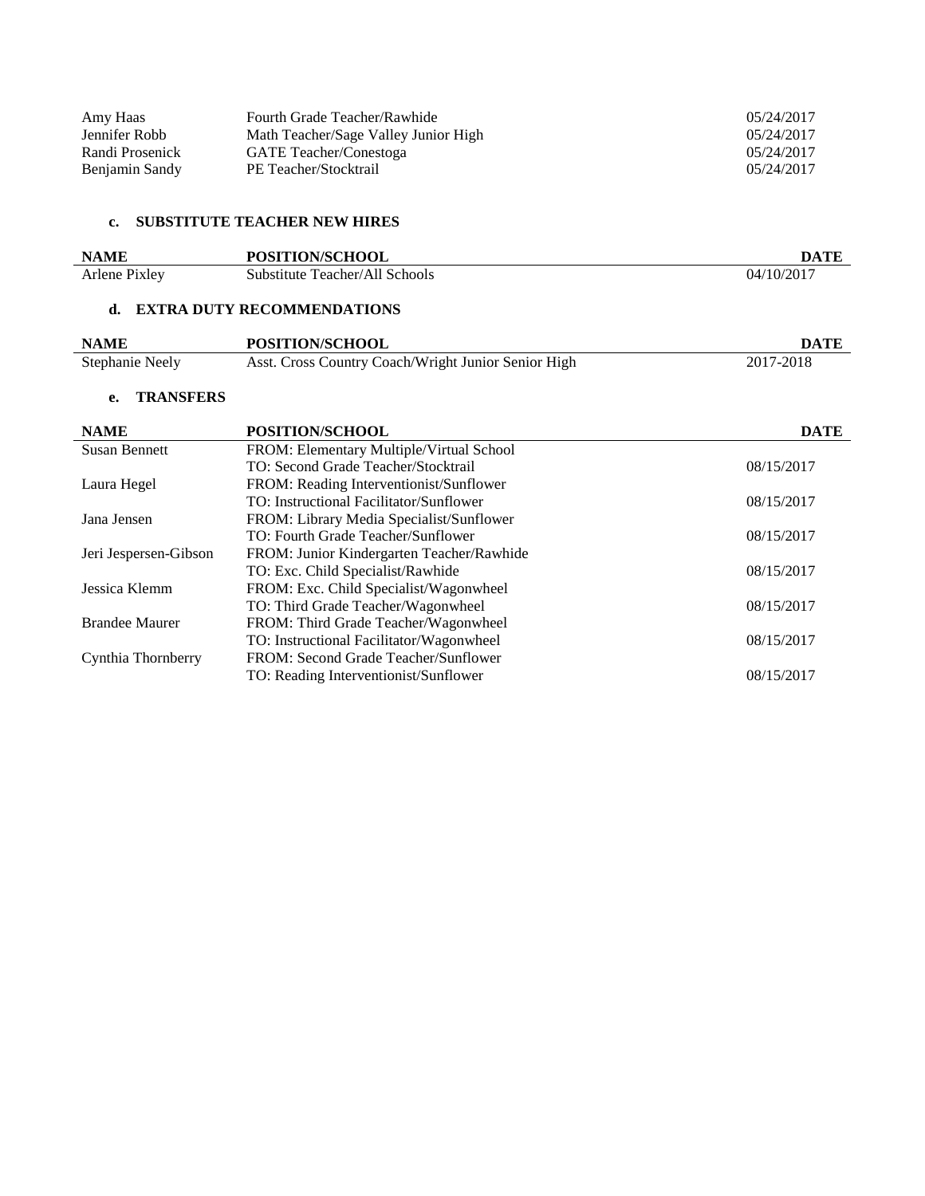| | | |
|---|---|---|
| Amy Haas | Fourth Grade Teacher/Rawhide | 05/24/2017 |
| Jennifer Robb | Math Teacher/Sage Valley Junior High | 05/24/2017 |
| Randi Prosenick | GATE Teacher/Conestoga | 05/24/2017 |
| Benjamin Sandy | PE Teacher/Stocktrail | 05/24/2017 |

**c. SUBSTITUTE TEACHER NEW HIRES**

| NAME | POSITION/SCHOOL | DATE |
|---|---|---|
| Arlene Pixley | Substitute Teacher/All Schools | 04/10/2017 |

**d. EXTRA DUTY RECOMMENDATIONS**

| NAME | POSITION/SCHOOL | DATE |
|---|---|---|
| Stephanie Neely | Asst. Cross Country Coach/Wright Junior Senior High | 2017-2018 |

**e. TRANSFERS**

| NAME | POSITION/SCHOOL | DATE |
|---|---|---|
| Susan Bennett | FROM: Elementary Multiple/Virtual School | |
| | TO: Second Grade Teacher/Stocktrail | 08/15/2017 |
| Laura Hegel | FROM: Reading Interventionist/Sunflower | |
| | TO: Instructional Facilitator/Sunflower | 08/15/2017 |
| Jana Jensen | FROM: Library Media Specialist/Sunflower | |
| | TO: Fourth Grade Teacher/Sunflower | 08/15/2017 |
| Jeri Jespersen-Gibson | FROM: Junior Kindergarten Teacher/Rawhide | |
| | TO: Exc. Child Specialist/Rawhide | 08/15/2017 |
| Jessica Klemm | FROM: Exc. Child Specialist/Wagonwheel | |
| | TO: Third Grade Teacher/Wagonwheel | 08/15/2017 |
| Brandee Maurer | FROM: Third Grade Teacher/Wagonwheel | |
| | TO: Instructional Facilitator/Wagonwheel | 08/15/2017 |
| Cynthia Thornberry | FROM: Second Grade Teacher/Sunflower | |
| | TO: Reading Interventionist/Sunflower | 08/15/2017 |